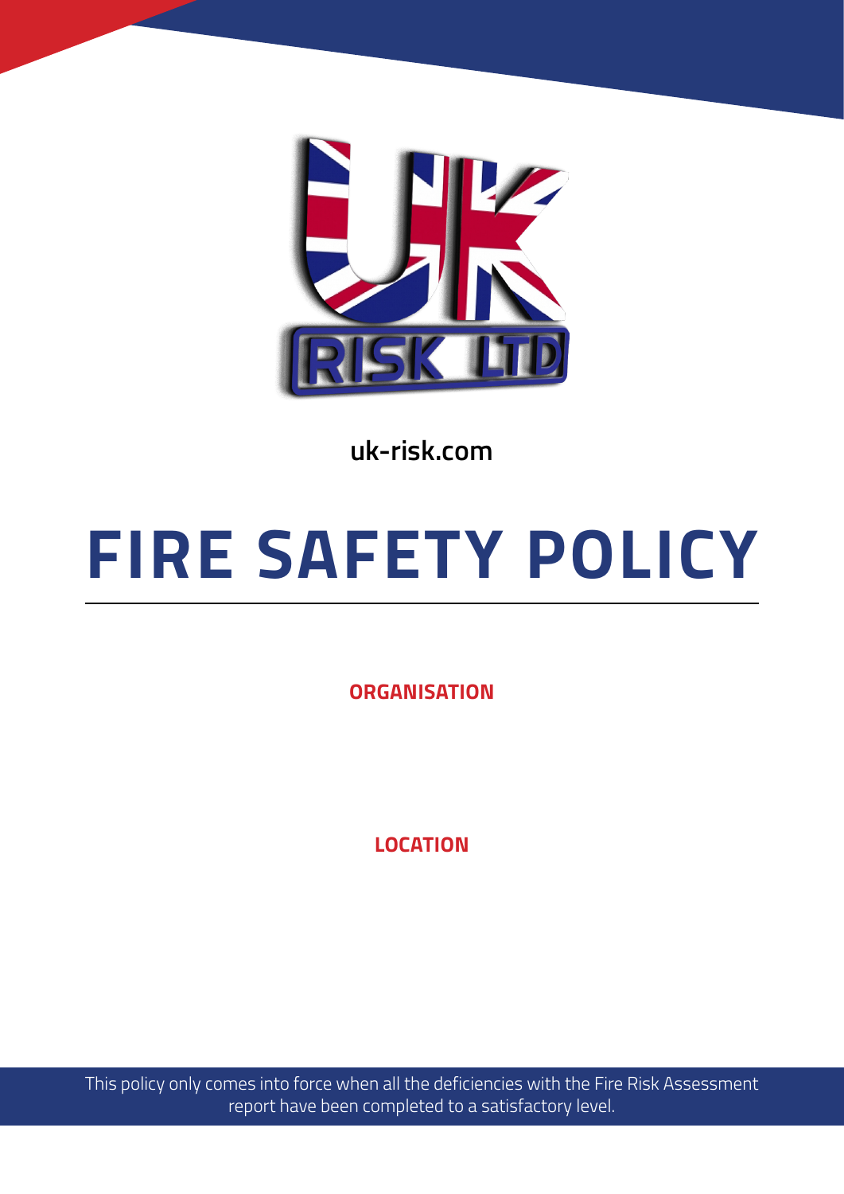UK RISK LTD

uk-risk.com

# FIRE SAFETY POLICY

**ORGANISATION**

**LOCATION**

This policy only comes into force when all the deficiencies with the Fire Risk Assessment report have been completed to a satisfactory level.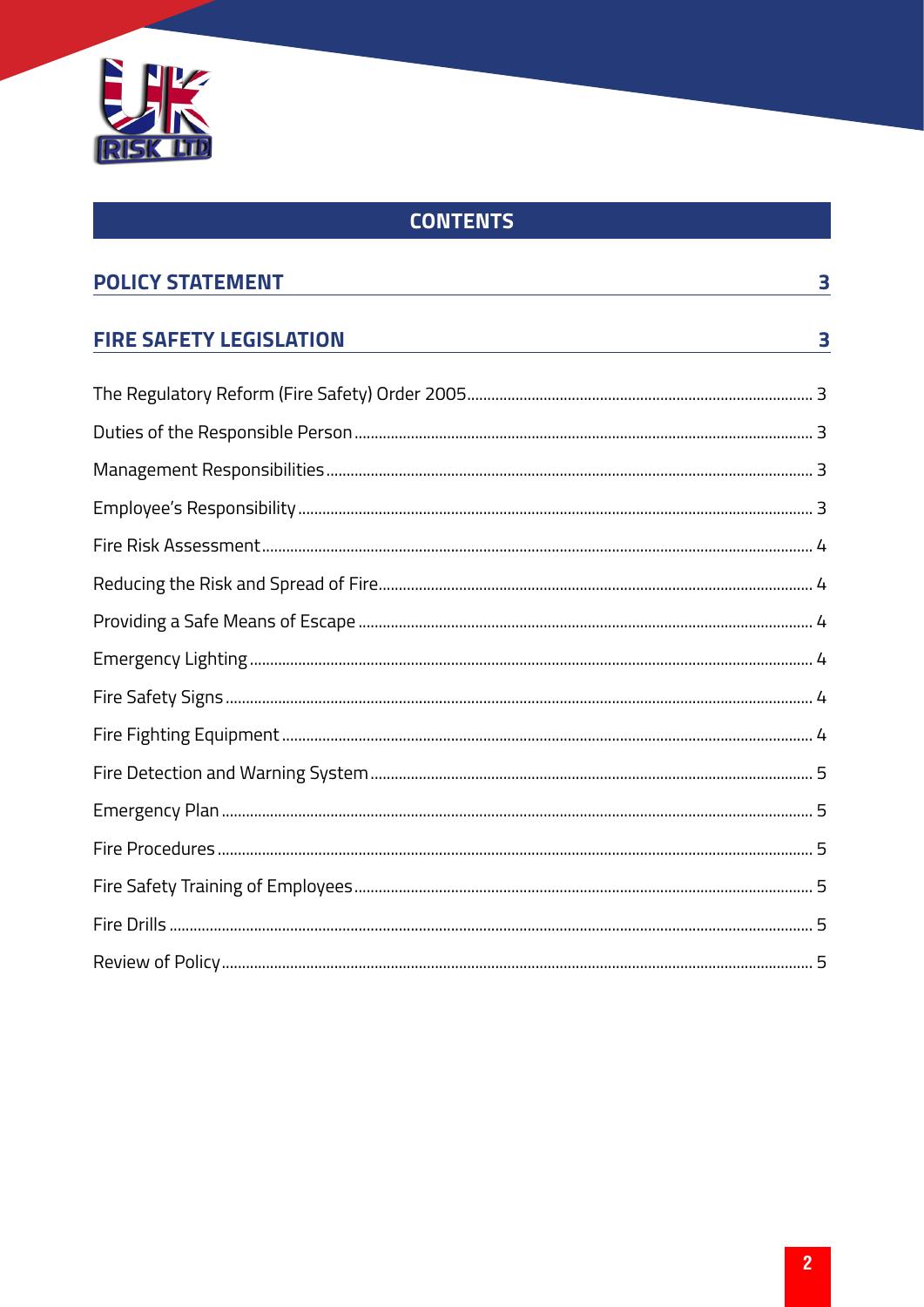## CONTENTS

**POLICY STATEMENT** 3

**FIRE SAFETY LEGISLATION** 3

The Regulatory Reform (Fire Safety) Order 2005 ........ 3

Duties of the Responsible Person ........ 3

Management Responsibilities ........ 3

Employee's Responsibility ........ 3

Fire Risk Assessment ........ 4

Reducing the Risk and Spread of Fire ........ 4

Providing a Safe Means of Escape ........ 4

Emergency Lighting ........ 4

Fire Safety Signs ........ 4

Fire Fighting Equipment ........ 4

Fire Detection and Warning System ........ 5

Emergency Plan ........ 5

Fire Procedures ........ 5

Fire Safety Training of Employees ........ 5

Fire Drills ........ 5

Review of Policy ........ 5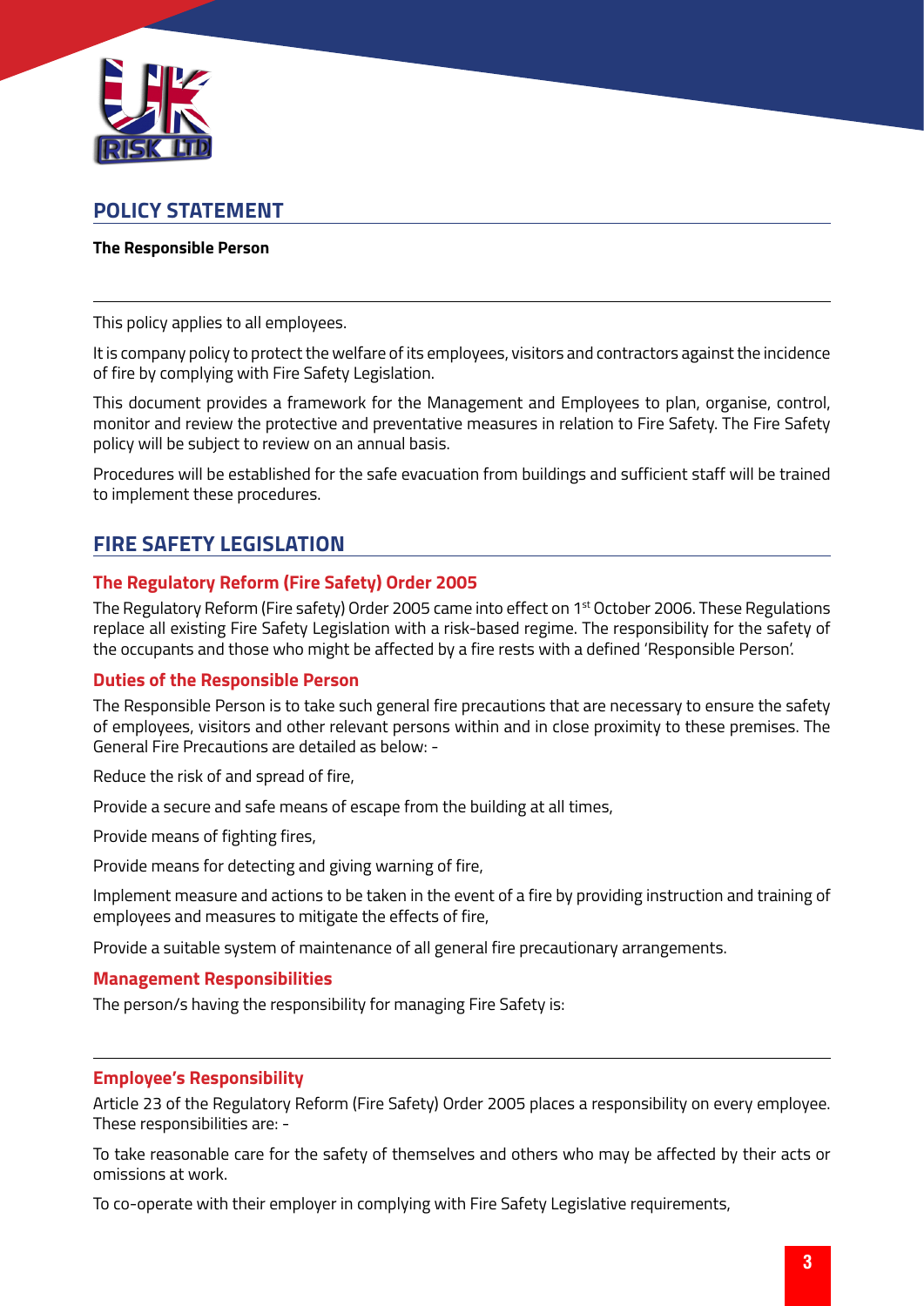## POLICY STATEMENT

**The Responsible Person**

---

This policy applies to all employees.

It is company policy to protect the welfare of its employees, visitors and contractors against the incidence of fire by complying with Fire Safety Legislation.

This document provides a framework for the Management and Employees to plan, organise, control, monitor and review the protective and preventative measures in relation to Fire Safety. The Fire Safety policy will be subject to review on an annual basis.

Procedures will be established for the safe evacuation from buildings and sufficient staff will be trained to implement these procedures.

## FIRE SAFETY LEGISLATION

### The Regulatory Reform (Fire Safety) Order 2005

The Regulatory Reform (Fire safety) Order 2005 came into effect on 1st October 2006. These Regulations replace all existing Fire Safety Legislation with a risk-based regime. The responsibility for the safety of the occupants and those who might be affected by a fire rests with a defined 'Responsible Person'.

### Duties of the Responsible Person

The Responsible Person is to take such general fire precautions that are necessary to ensure the safety of employees, visitors and other relevant persons within and in close proximity to these premises. The General Fire Precautions are detailed as below: -

Reduce the risk of and spread of fire,

Provide a secure and safe means of escape from the building at all times,

Provide means of fighting fires,

Provide means for detecting and giving warning of fire,

Implement measure and actions to be taken in the event of a fire by providing instruction and training of employees and measures to mitigate the effects of fire,

Provide a suitable system of maintenance of all general fire precautionary arrangements.

### Management Responsibilities

The person/s having the responsibility for managing Fire Safety is:

---

### Employee's Responsibility

Article 23 of the Regulatory Reform (Fire Safety) Order 2005 places a responsibility on every employee. These responsibilities are: -

To take reasonable care for the safety of themselves and others who may be affected by their acts or omissions at work.

To co-operate with their employer in complying with Fire Safety Legislative requirements,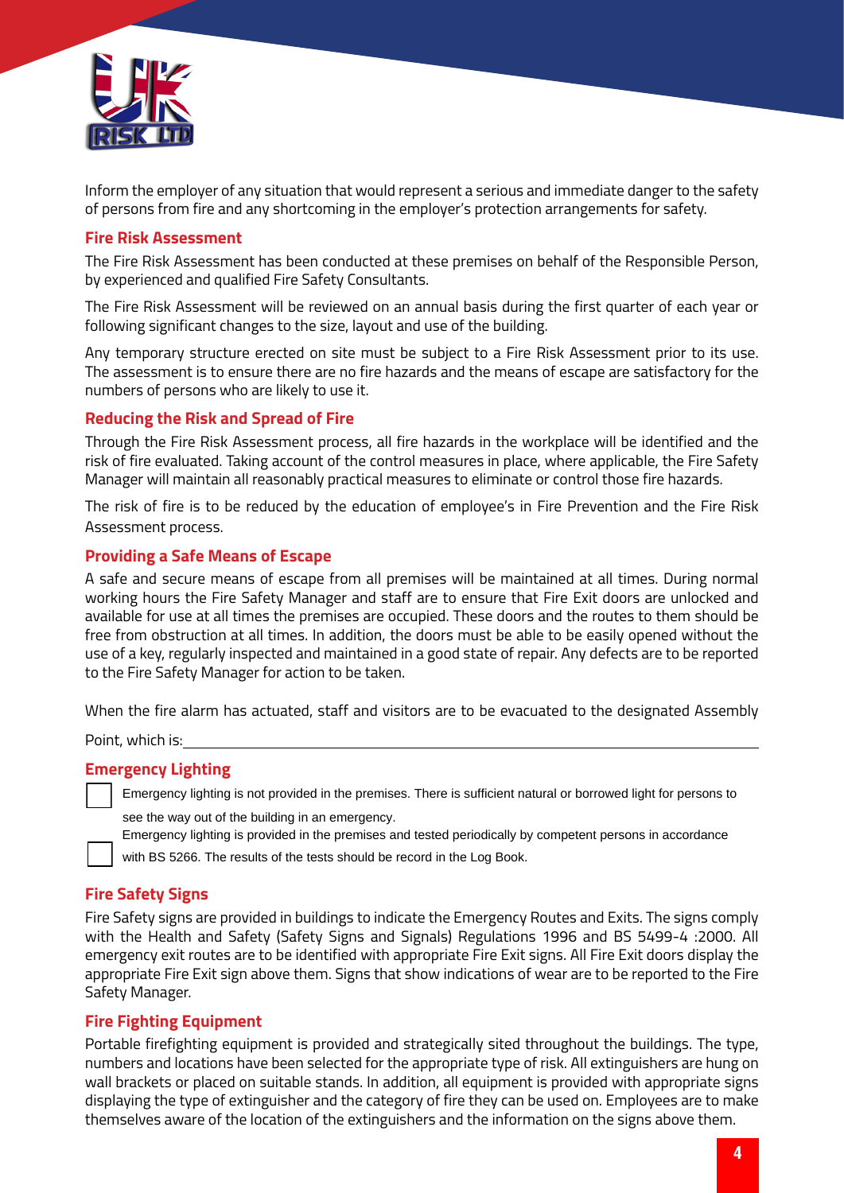Inform the employer of any situation that would represent a serious and immediate danger to the safety of persons from fire and any shortcoming in the employer's protection arrangements for safety.

## Fire Risk Assessment

The Fire Risk Assessment has been conducted at these premises on behalf of the Responsible Person, by experienced and qualified Fire Safety Consultants.

The Fire Risk Assessment will be reviewed on an annual basis during the first quarter of each year or following significant changes to the size, layout and use of the building.

Any temporary structure erected on site must be subject to a Fire Risk Assessment prior to its use. The assessment is to ensure there are no fire hazards and the means of escape are satisfactory for the numbers of persons who are likely to use it.

## Reducing the Risk and Spread of Fire

Through the Fire Risk Assessment process, all fire hazards in the workplace will be identified and the risk of fire evaluated. Taking account of the control measures in place, where applicable, the Fire Safety Manager will maintain all reasonably practical measures to eliminate or control those fire hazards.

The risk of fire is to be reduced by the education of employee's in Fire Prevention and the Fire Risk Assessment process.

## Providing a Safe Means of Escape

A safe and secure means of escape from all premises will be maintained at all times. During normal working hours the Fire Safety Manager and staff are to ensure that Fire Exit doors are unlocked and available for use at all times the premises are occupied. These doors and the routes to them should be free from obstruction at all times. In addition, the doors must be able to be easily opened without the use of a key, regularly inspected and maintained in a good state of repair. Any defects are to be reported to the Fire Safety Manager for action to be taken.

When the fire alarm has actuated, staff and visitors are to be evacuated to the designated Assembly Point, which is: ____________________________________________

## Emergency Lighting

- ☐ Emergency lighting is not provided in the premises. There is sufficient natural or borrowed light for persons to see the way out of the building in an emergency.
- ☐ Emergency lighting is provided in the premises and tested periodically by competent persons in accordance with BS 5266. The results of the tests should be record in the Log Book.

## Fire Safety Signs

Fire Safety signs are provided in buildings to indicate the Emergency Routes and Exits. The signs comply with the Health and Safety (Safety Signs and Signals) Regulations 1996 and BS 5499-4 :2000. All emergency exit routes are to be identified with appropriate Fire Exit signs. All Fire Exit doors display the appropriate Fire Exit sign above them. Signs that show indications of wear are to be reported to the Fire Safety Manager.

## Fire Fighting Equipment

Portable firefighting equipment is provided and strategically sited throughout the buildings. The type, numbers and locations have been selected for the appropriate type of risk. All extinguishers are hung on wall brackets or placed on suitable stands. In addition, all equipment is provided with appropriate signs displaying the type of extinguisher and the category of fire they can be used on. Employees are to make themselves aware of the location of the extinguishers and the information on the signs above them.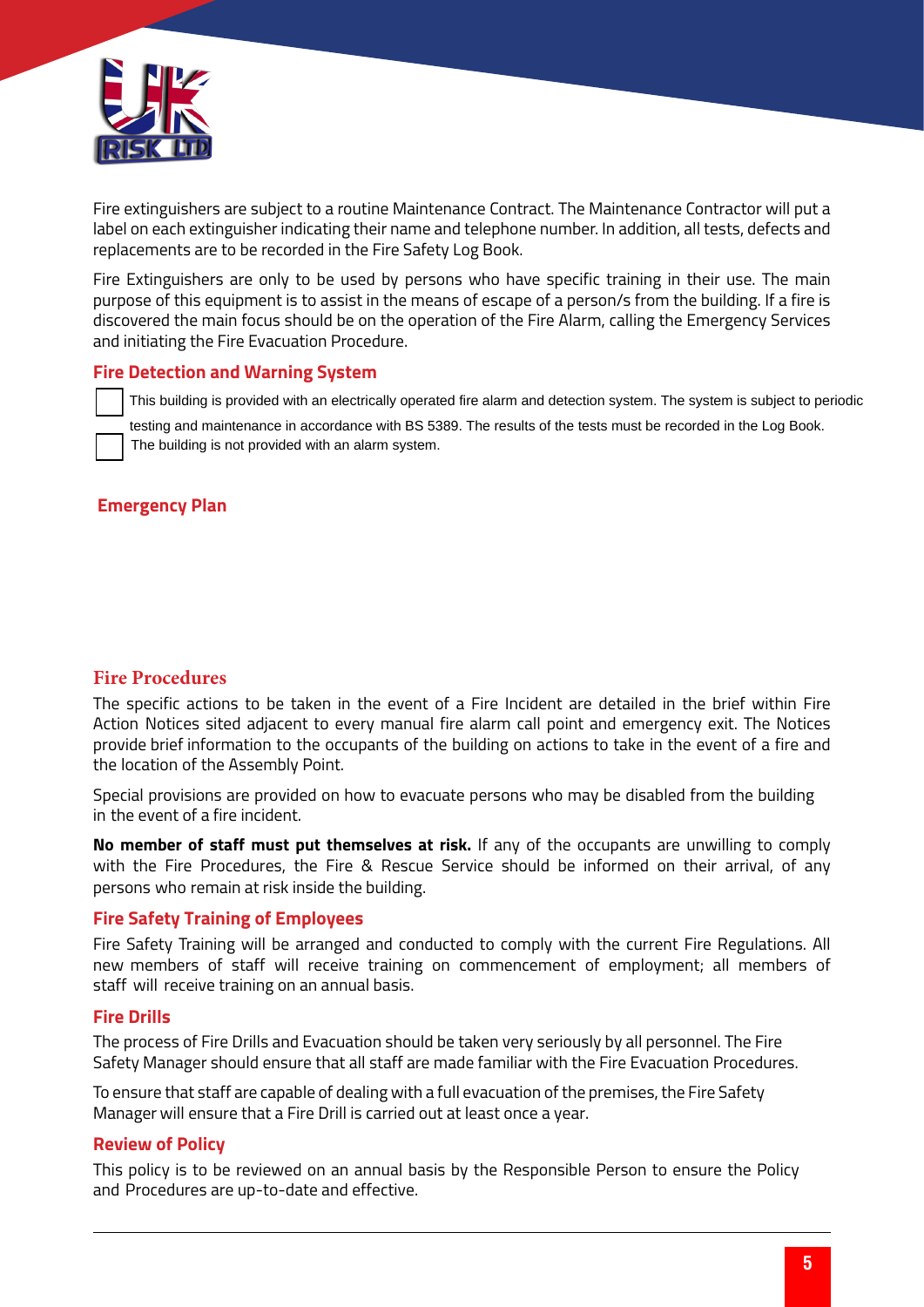Fire extinguishers are subject to a routine Maintenance Contract. The Maintenance Contractor will put a label on each extinguisher indicating their name and telephone number. In addition, all tests, defects and replacements are to be recorded in the Fire Safety Log Book.

Fire Extinguishers are only to be used by persons who have specific training in their use. The main purpose of this equipment is to assist in the means of escape of a person/s from the building. If a fire is discovered the main focus should be on the operation of the Fire Alarm, calling the Emergency Services and initiating the Fire Evacuation Procedure.

## Fire Detection and Warning System

- [ ] This building is provided with an electrically operated fire alarm and detection system. The system is subject to periodic testing and maintenance in accordance with BS 5389. The results of the tests must be recorded in the Log Book.
- [ ] The building is not provided with an alarm system.

## Emergency Plan

## Fire Procedures

The specific actions to be taken in the event of a Fire Incident are detailed in the brief within Fire Action Notices sited adjacent to every manual fire alarm call point and emergency exit. The Notices provide brief information to the occupants of the building on actions to take in the event of a fire and the location of the Assembly Point.

Special provisions are provided on how to evacuate persons who may be disabled from the building in the event of a fire incident.

**No member of staff must put themselves at risk.** If any of the occupants are unwilling to comply with the Fire Procedures, the Fire & Rescue Service should be informed on their arrival, of any persons who remain at risk inside the building.

## Fire Safety Training of Employees

Fire Safety Training will be arranged and conducted to comply with the current Fire Regulations. All new members of staff will receive training on commencement of employment; all members of staff will receive training on an annual basis.

## Fire Drills

The process of Fire Drills and Evacuation should be taken very seriously by all personnel. The Fire Safety Manager should ensure that all staff are made familiar with the Fire Evacuation Procedures.

To ensure that staff are capable of dealing with a full evacuation of the premises, the Fire Safety Manager will ensure that a Fire Drill is carried out at least once a year.

## Review of Policy

This policy is to be reviewed on an annual basis by the Responsible Person to ensure the Policy and Procedures are up-to-date and effective.